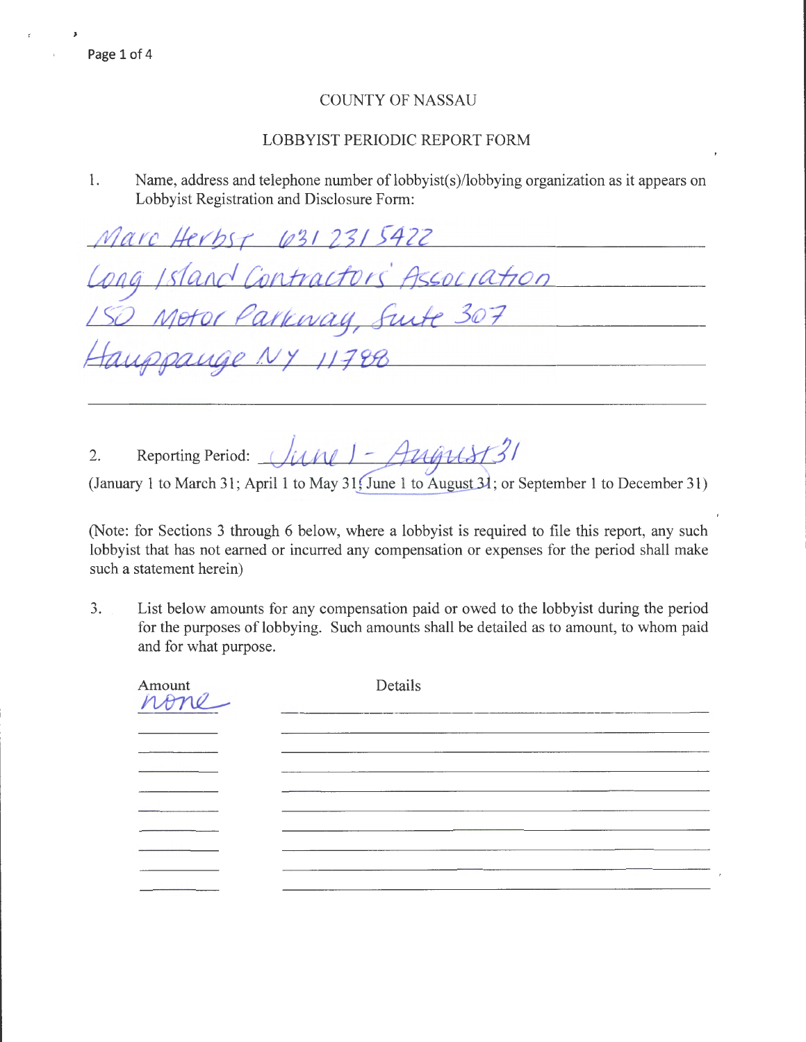COUNTY OF NASSAU

LOBBYIST PERIODIC REPORT FORM

1. Name, address and telephone number of lobbyist(s)/lobbying organization as it appears on Lobbyist Registration and Disclosure Form:

Marc Herbst 631 231 5422
Long Island Contractors' Association
150 Motor Parkway, Suite 307
Hauppauge NY 11788

2. Reporting Period: June 1 - August 31

(January 1 to March 31; April 1 to May 31; June 1 to August 31; or September 1 to December 31)

(Note: for Sections 3 through 6 below, where a lobbyist is required to file this report, any such lobbyist that has not earned or incurred any compensation or expenses for the period shall make such a statement herein)

3. List below amounts for any compensation paid or owed to the lobbyist during the period for the purposes of lobbying. Such amounts shall be detailed as to amount, to whom paid and for what purpose.

| Amount | Details |
|---|---|
| none | |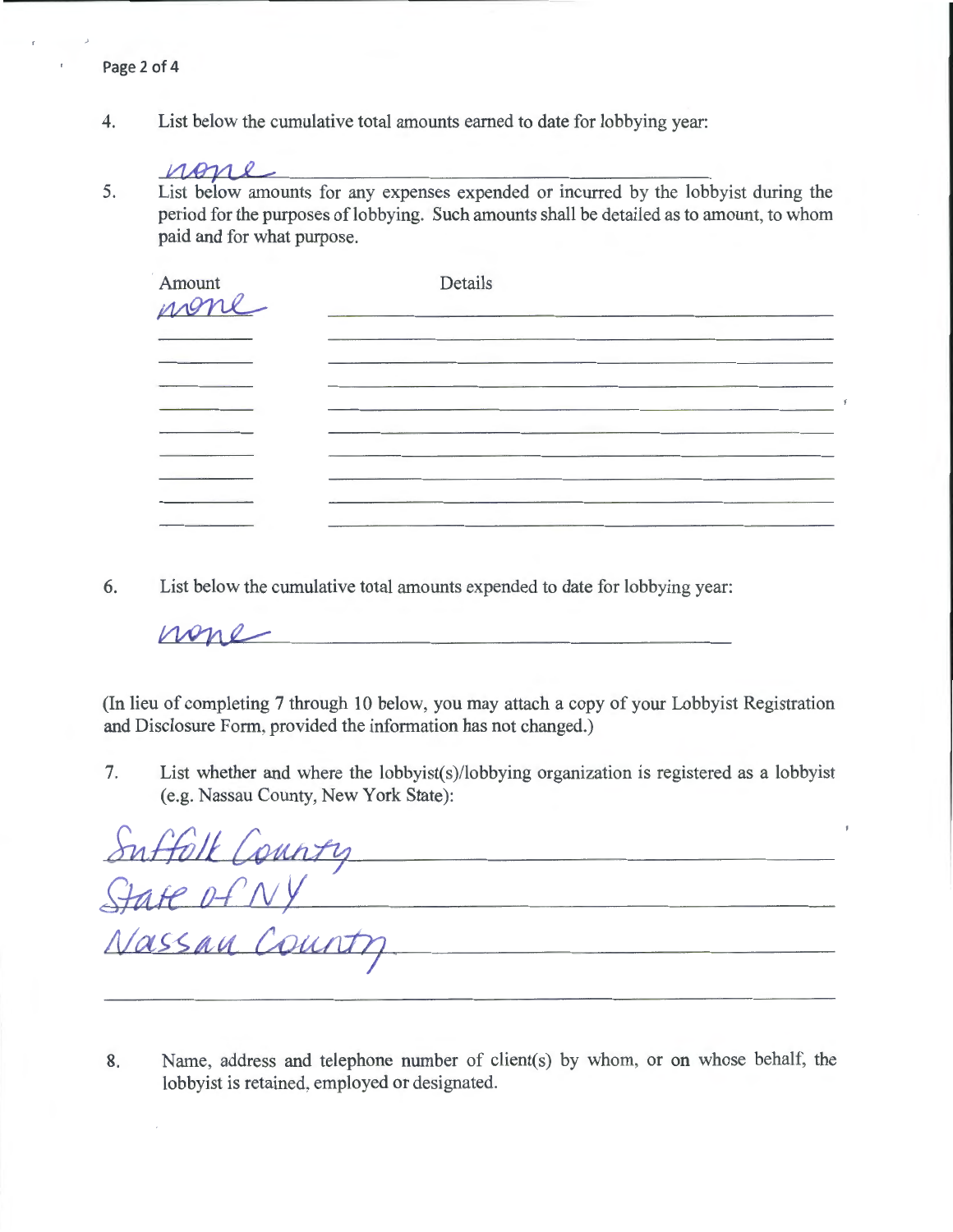4. List below the cumulative total amounts earned to date for lobbying year:

none

5. List below amounts for any expenses expended or incurred by the lobbyist during the period for the purposes of lobbying. Such amounts shall be detailed as to amount, to whom paid and for what purpose.

| Amount | Details |
| --- | --- |
| none | |
| | |
| | |
| | |
| | |
| | |
| | |
| | |
| | |
| | |

6. List below the cumulative total amounts expended to date for lobbying year:

none

(In lieu of completing 7 through 10 below, you may attach a copy of your Lobbyist Registration and Disclosure Form, provided the information has not changed.)

7. List whether and where the lobbyist(s)/lobbying organization is registered as a lobbyist (e.g. Nassau County, New York State):

Suffolk County
State of NY
Nassau County

8. Name, address and telephone number of client(s) by whom, or on whose behalf, the lobbyist is retained, employed or designated.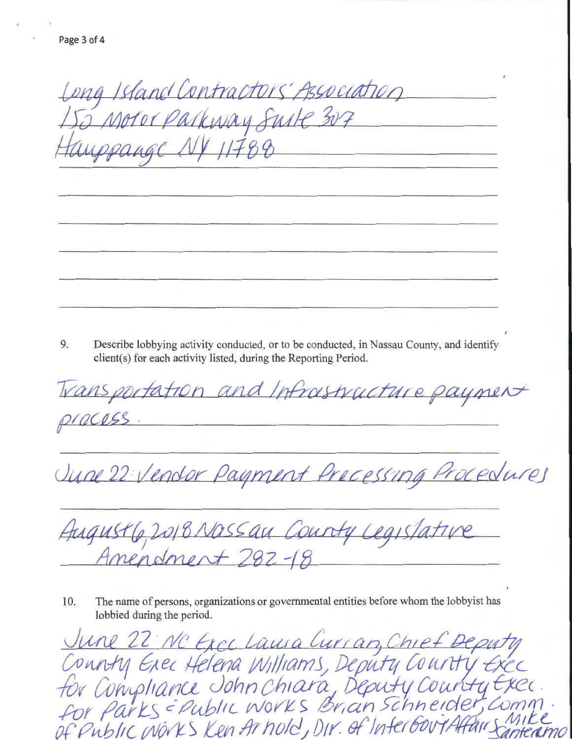Long Island Contractors' Association
150 Motor Parkway Suite 307
Hauppauge NY 11788

9. Describe lobbying activity conducted, or to be conducted, in Nassau County, and identify client(s) for each activity listed, during the Reporting Period.

Transportation and Infrastructure payment process.

June 22: Vendor Payment Processing Procedures

August 6, 2018 Nassau County Legislative Amendment 282-18

10. The name of persons, organizations or governmental entities before whom the lobbyist has lobbied during the period.

June 22: NC Exec Laura Curran, Chief Deputy County Exec Helena Williams, Deputy County Exec for Compliance John Chiara, Deputy County Exec. for Parks & Public Works Brian Schneider, Comm. of Public Works Ken Arnold, Dir. of InterGovt Affairs Mike Santeramo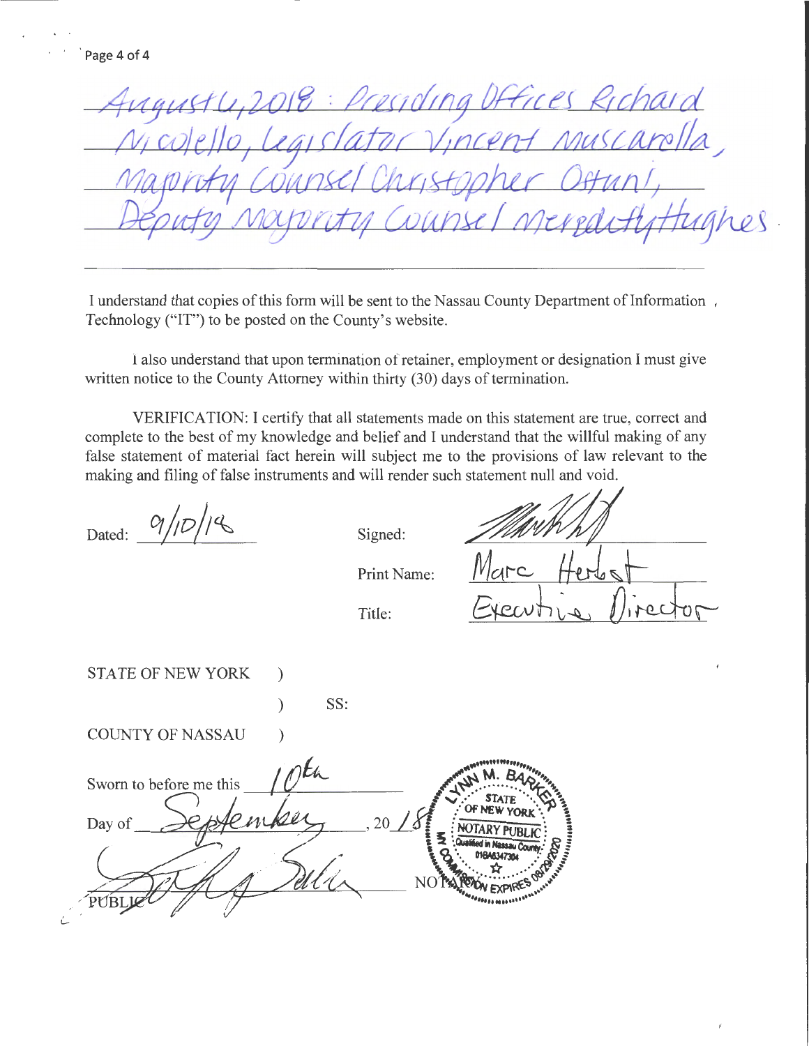August 6, 2018 : Presiding Offices Richard Nicolello, Legislator Vincent Muscarella, Majority Counsel Christopher Ostuni, Deputy Majority Counsel Meredith Hughes.

I understand that copies of this form will be sent to the Nassau County Department of Information Technology ("IT") to be posted on the County's website.

I also understand that upon termination of retainer, employment or designation I must give written notice to the County Attorney within thirty (30) days of termination.

VERIFICATION: I certify that all statements made on this statement are true, correct and complete to the best of my knowledge and belief and I understand that the willful making of any false statement of material fact herein will subject me to the provisions of law relevant to the making and filing of false instruments and will render such statement null and void.

Dated: 9/10/18

Signed: [signature]

Print Name: Marc Herbst

Title: Executive Director

STATE OF NEW YORK )
) SS:
COUNTY OF NASSAU )

Sworn to before me this 10th

Day of September, 2018

[signature]

NOTARY PUBLIC

LYNN M. BARKER
STATE OF NEW YORK
NOTARY PUBLIC
Qualified in Nassau County
01BA6347304
MY COMMISSION EXPIRES 08/29/2020